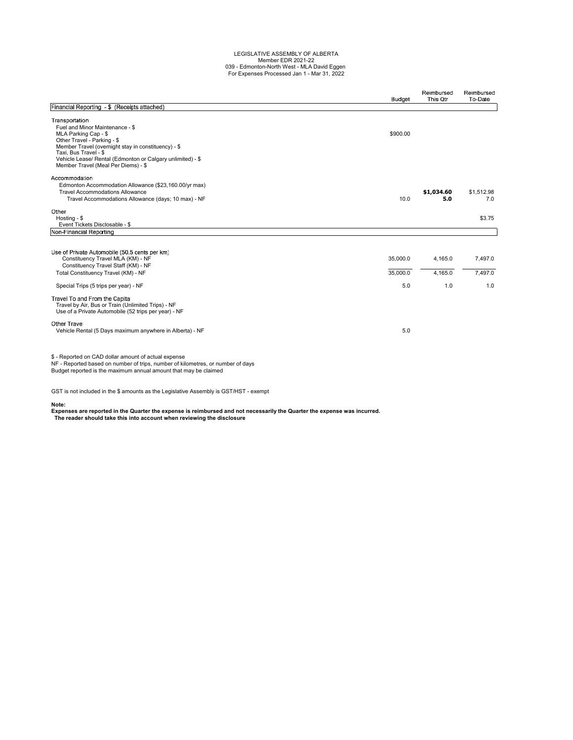LEGISLATIVE ASSEMBLY OF ALBERTA
Member EDR 2021-22
039 - Edmonton-North West - MLA David Eggen
For Expenses Processed Jan 1 - Mar 31, 2022

| | Budget | Reimbursed This Qtr | Reimbursed To-Date |
|---|---|---|---|
| **Financial Reporting - $ (Receipts attached)** | | | |
| **Transportation** | | | |
| Fuel and Minor Maintenance - $ | | | |
| MLA Parking Cap - $ | $900.00 | | |
| Other Travel - Parking - $ | | | |
| Member Travel (overnight stay in constituency) - $ | | | |
| Taxi, Bus Travel - $ | | | |
| Vehicle Lease/ Rental (Edmonton or Calgary unlimited) - $ | | | |
| Member Travel (Meal Per Diems) - $ | | | |
| **Accommodation** | | | |
| Edmonton Accommodation Allowance ($23,160.00/yr max) | | | |
| Travel Accommodations Allowance | | **$1,034.60** | $1,512.98 |
| Travel Accommodations Allowance (days; 10 max) - NF | 10.0 | **5.0** | 7.0 |
| **Other** | | | |
| Hosting - $ | | | $3.75 |
| Event Tickets Disclosable - $ | | | |
| **Non-Financial Reporting** | | | |
| **Use of Private Automobile (50.5 cents per km)** | | | |
| Constituency Travel MLA (KM) - NF | 35,000.0 | 4,165.0 | 7,497.0 |
| Constituency Travel Staff (KM) - NF | | | |
| Total Constituency Travel (KM) - NF | 35,000.0 | 4,165.0 | 7,497.0 |
| Special Trips (5 trips per year) - NF | 5.0 | 1.0 | 1.0 |
| **Travel To and From the Capital** | | | |
| Travel by Air, Bus or Train (Unlimited Trips) - NF | | | |
| Use of a Private Automobile (52 trips per year) - NF | | | |
| **Other Travel** | | | |
| Vehicle Rental (5 Days maximum anywhere in Alberta) - NF | 5.0 | | |

$ - Reported on CAD dollar amount of actual expense
NF - Reported based on number of trips, number of kilometres, or number of days
Budget reported is the maximum annual amount that may be claimed

GST is not included in the $ amounts as the Legislative Assembly is GST/HST - exempt

**Note:**
**Expenses are reported in the Quarter the expense is reimbursed and not necessarily the Quarter the expense was incurred.**
**The reader should take this into account when reviewing the disclosure**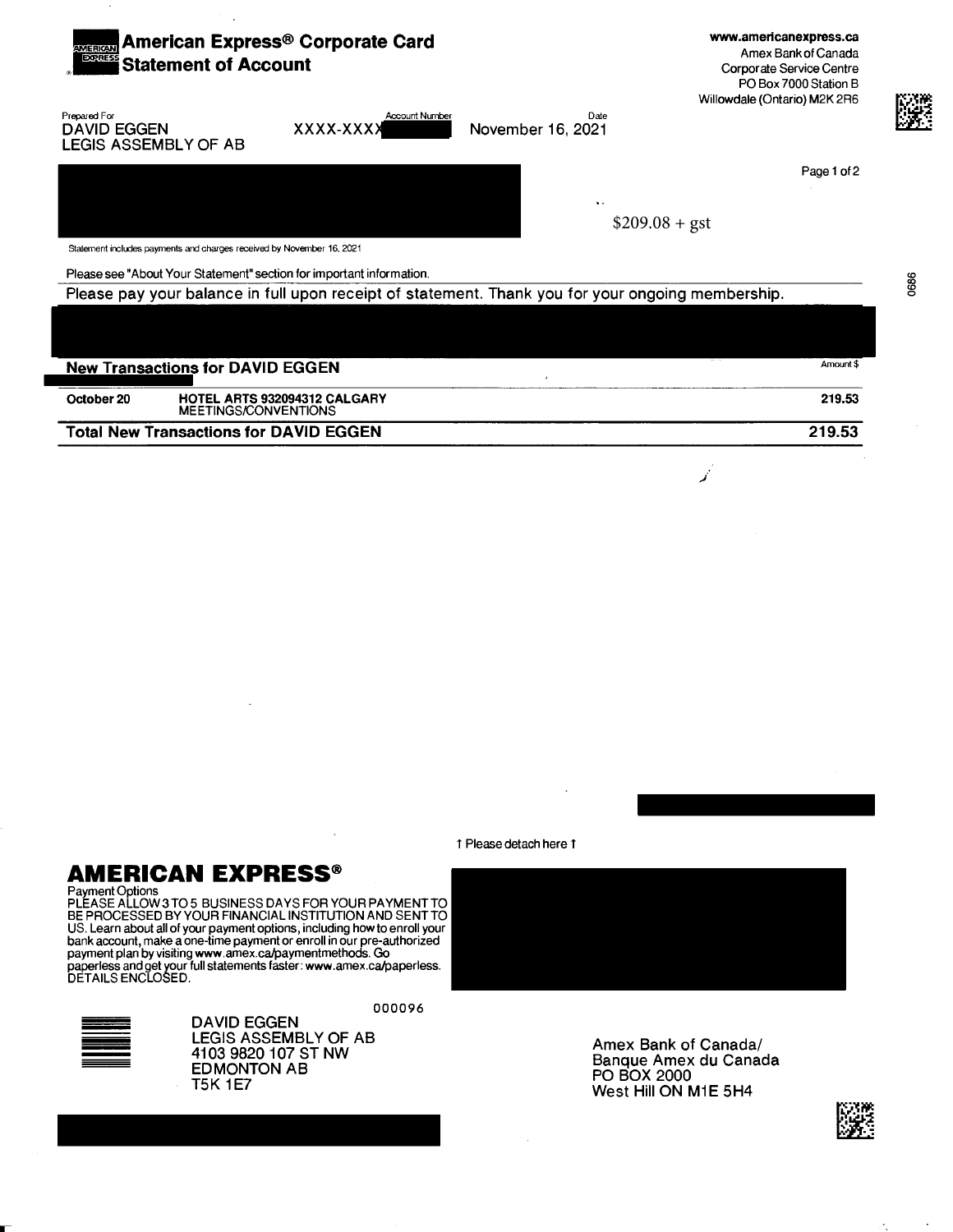# American Express® Corporate Card Statement of Account

www.americanexpress.ca
Amex Bank of Canada
Corporate Service Centre
PO Box 7000 Station B
Willowdale (Ontario) M2K 2R6

| Prepared For | Account Number | Date |
|---|---|---|
| DAVID EGGEN<br>LEGIS ASSEMBLY OF AB | XXXX-XXXX | November 16, 2021 |

$209.08 + gst

Statement includes payments and charges received by November 16, 2021

Please see "About Your Statement" section for important information.

Please pay your balance in full upon receipt of statement. Thank you for your ongoing membership.

| New Transactions for DAVID EGGEN | | Amount $ |
|---|---|---|
| October 20 | HOTEL ARTS 932094312 CALGARY<br>MEETINGS/CONVENTIONS | 219.53 |
| **Total New Transactions for DAVID EGGEN** | | **219.53** |

↑ Please detach here ↑

## AMERICAN EXPRESS®

Payment Options
PLEASE ALLOW 3 TO 5 BUSINESS DAYS FOR YOUR PAYMENT TO BE PROCESSED BY YOUR FINANCIAL INSTITUTION AND SENT TO US. Learn about all of your payment options, including how to enroll your bank account, make a one-time payment or enroll in our pre-authorized payment plan by visiting www.amex.ca/paymentmethods. Go paperless and get your full statements faster: www.amex.ca/paperless. DETAILS ENCLOSED.

000096

DAVID EGGEN
LEGIS ASSEMBLY OF AB
4103 9820 107 ST NW
EDMONTON AB
T5K 1E7

Amex Bank of Canada/
Banque Amex du Canada
PO BOX 2000
West Hill ON M1E 5H4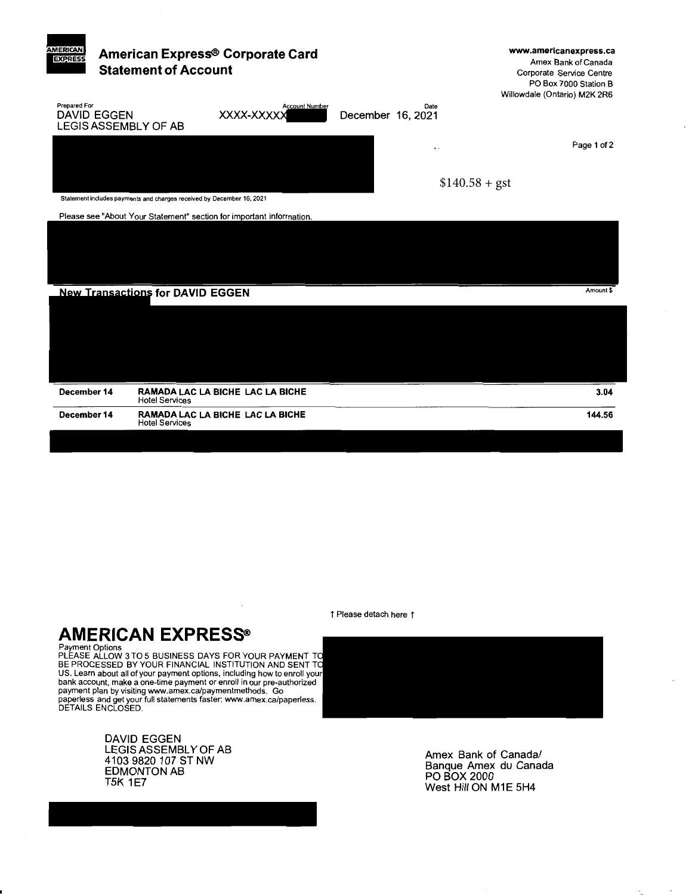# American Express® Corporate Card

## Statement of Account

www.americanexpress.ca
Amex Bank of Canada
Corporate Service Centre
PO Box 7000 Station B
Willowdale (Ontario) M2K 2R6

| Prepared For | Account Number | Date |
|---|---|---|
| DAVID EGGEN<br>LEGIS ASSEMBLY OF AB | XXXX-XXXXX | December 16, 2021 |

$140.58 + gst

Statement includes payments and charges received by December 16, 2021

Please see "About Your Statement" section for important information.

### New Transactions for DAVID EGGEN

| Date | Description | Amount $ |
|---|---|---|
| December 14 | RAMADA LAC LA BICHE LAC LA BICHE<br>Hotel Services | 3.04 |
| December 14 | RAMADA LAC LA BICHE LAC LA BICHE<br>Hotel Services | 144.56 |

↑ Please detach here ↑

## AMERICAN EXPRESS®

Payment Options
PLEASE ALLOW 3 TO 5 BUSINESS DAYS FOR YOUR PAYMENT TO BE PROCESSED BY YOUR FINANCIAL INSTITUTION AND SENT TO US. Learn about all of your payment options, including how to enroll your bank account, make a one-time payment or enroll in our pre-authorized payment plan by visiting www.amex.ca/paymentmethods. Go paperless and get your full statements faster: www.amex.ca/paperless. DETAILS ENCLOSED.

DAVID EGGEN
LEGIS ASSEMBLY OF AB
4103 9820 107 ST NW
EDMONTON AB
T5K 1E7

Amex Bank of Canada/
Banque Amex du Canada
PO BOX 2000
West Hill ON M1E 5H4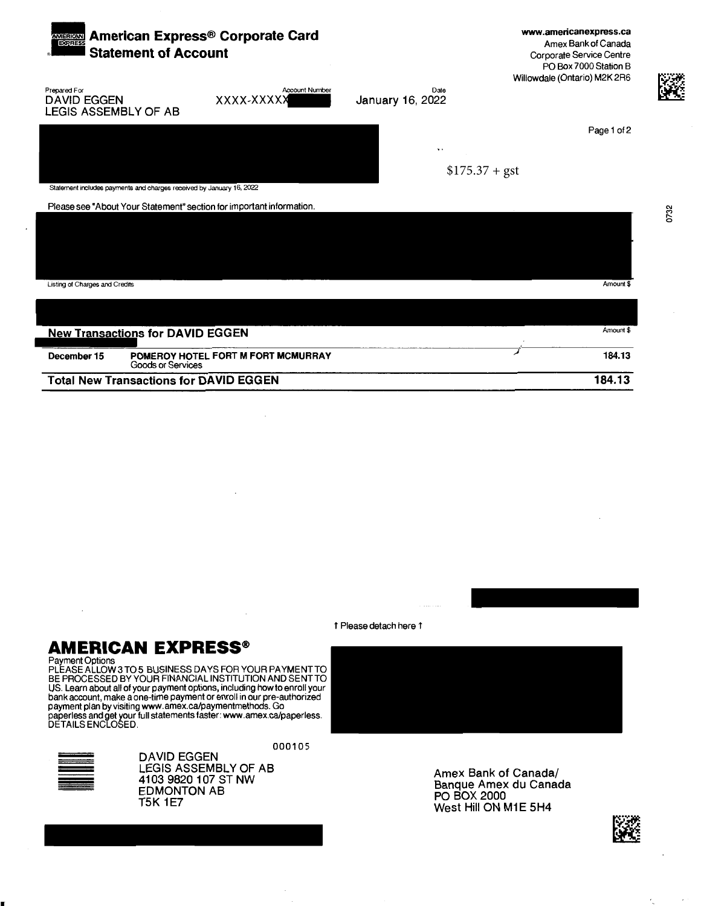# American Express® Corporate Card Statement of Account

www.americanexpress.ca
Amex Bank of Canada
Corporate Service Centre
PO Box 7000 Station B
Willowdale (Ontario) M2K 2R6

| Prepared For | Account Number | Date |
|---|---|---|
| DAVID EGGEN<br>LEGIS ASSEMBLY OF AB | XXXX-XXXXX | January 16, 2022 |

$175.37 + gst

Statement includes payments and charges received by January 16, 2022

Please see "About Your Statement" section for important information.

Listing of Charges and Credits — Amount $

## New Transactions for DAVID EGGEN

| | | Amount $ |
|---|---|---|
| December 15 | POMEROY HOTEL FORT M FORT MCMURRAY<br>Goods or Services | 184.13 |
| **Total New Transactions for DAVID EGGEN** | | **184.13** |

↑ Please detach here ↑

## AMERICAN EXPRESS®

Payment Options
PLEASE ALLOW 3 TO 5 BUSINESS DAYS FOR YOUR PAYMENT TO BE PROCESSED BY YOUR FINANCIAL INSTITUTION AND SENT TO US. Learn about all of your payment options, including how to enroll your bank account, make a one-time payment or enroll in our pre-authorized payment plan by visiting www.amex.ca/paymentmethods. Go paperless and get your full statements faster: www.amex.ca/paperless. DETAILS ENCLOSED.

000105

DAVID EGGEN
LEGIS ASSEMBLY OF AB
4103 9820 107 ST NW
EDMONTON AB
T5K 1E7

Amex Bank of Canada/
Banque Amex du Canada
PO BOX 2000
West Hill ON M1E 5H4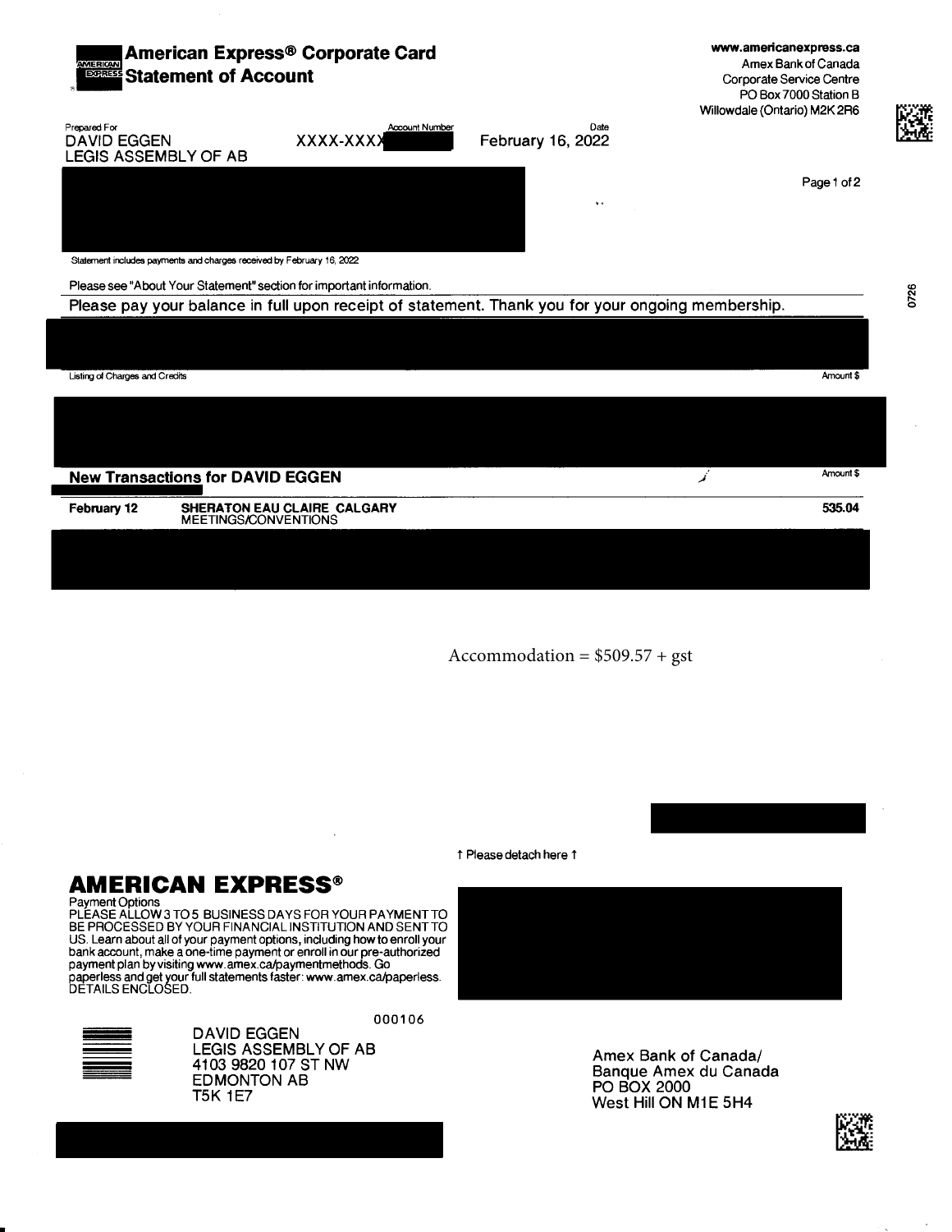# American Express® Corporate Card Statement of Account

www.americanexpress.ca
Amex Bank of Canada
Corporate Service Centre
PO Box 7000 Station B
Willowdale (Ontario) M2K 2R6

| Prepared For | Account Number | Date |
|---|---|---|
| DAVID EGGEN<br>LEGIS ASSEMBLY OF AB | XXXX-XXXX | February 16, 2022 |

Statement includes payments and charges received by February 16, 2022

Please see "About Your Statement" section for important information.

**Please pay your balance in full upon receipt of statement. Thank you for your ongoing membership.**

Listing of Charges and Credits — Amount $

## New Transactions for DAVID EGGEN

| Date | Description | Amount $ |
|---|---|---|
| February 12 | SHERATON EAU CLAIRE CALGARY<br>MEETINGS/CONVENTIONS | 535.04 |

Accommodation = $509.57 + gst

↑ Please detach here ↑

## AMERICAN EXPRESS®

Payment Options
PLEASE ALLOW 3 TO 5 BUSINESS DAYS FOR YOUR PAYMENT TO BE PROCESSED BY YOUR FINANCIAL INSTITUTION AND SENT TO US. Learn about all of your payment options, including how to enroll your bank account, make a one-time payment or enroll in our pre-authorized payment plan by visiting www.amex.ca/paymentmethods. Go paperless and get your full statements faster: www.amex.ca/paperless. DETAILS ENCLOSED.

000106

DAVID EGGEN
LEGIS ASSEMBLY OF AB
4103 9820 107 ST NW
EDMONTON AB
T5K 1E7

Amex Bank of Canada/
Banque Amex du Canada
PO BOX 2000
West Hill ON M1E 5H4